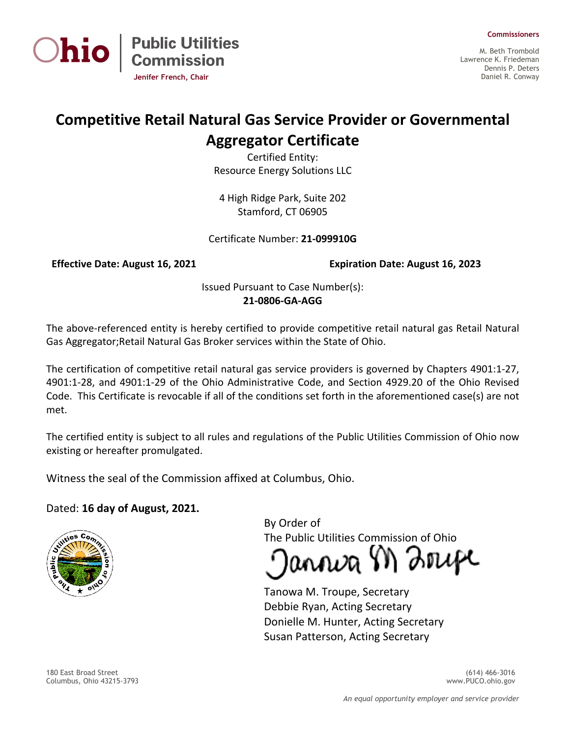Ohio | Public Utilities Commission

Jenifer French, Chair

**Commissioners**

M. Beth Trombold
Lawrence K. Friedeman
Dennis P. Deters
Daniel R. Conway

# Competitive Retail Natural Gas Service Provider or Governmental Aggregator Certificate

Certified Entity:
Resource Energy Solutions LLC

4 High Ridge Park, Suite 202
Stamford, CT 06905

Certificate Number: **21-099910G**

**Effective Date: August 16, 2021** **Expiration Date: August 16, 2023**

Issued Pursuant to Case Number(s):
**21-0806-GA-AGG**

The above-referenced entity is hereby certified to provide competitive retail natural gas Retail Natural Gas Aggregator;Retail Natural Gas Broker services within the State of Ohio.

The certification of competitive retail natural gas service providers is governed by Chapters 4901:1-27, 4901:1-28, and 4901:1-29 of the Ohio Administrative Code, and Section 4929.20 of the Ohio Revised Code. This Certificate is revocable if all of the conditions set forth in the aforementioned case(s) are not met.

The certified entity is subject to all rules and regulations of the Public Utilities Commission of Ohio now existing or hereafter promulgated.

Witness the seal of the Commission affixed at Columbus, Ohio.

Dated: **16 day of August, 2021.**

By Order of
The Public Utilities Commission of Ohio

Tanowa M. Troupe, Secretary
Debbie Ryan, Acting Secretary
Donielle M. Hunter, Acting Secretary
Susan Patterson, Acting Secretary

180 East Broad Street
Columbus, Ohio 43215-3793

(614) 466-3016
www.PUCO.ohio.gov

*An equal opportunity employer and service provider*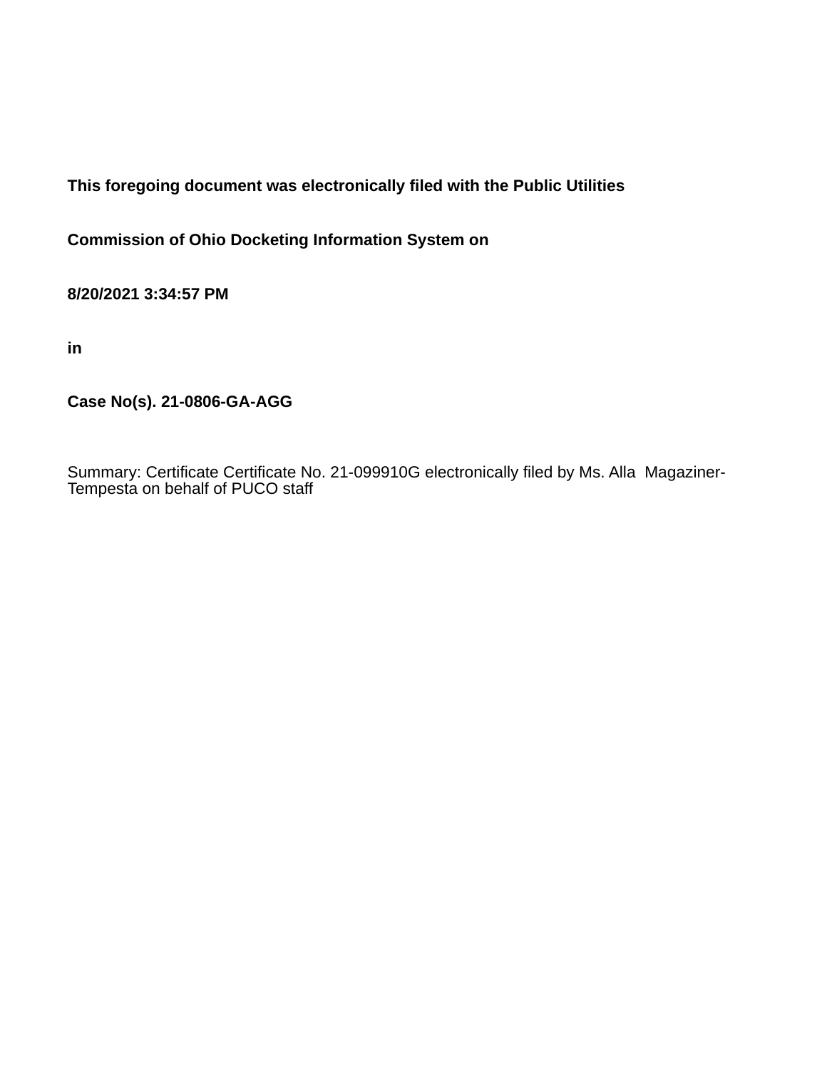**This foregoing document was electronically filed with the Public Utilities**

**Commission of Ohio Docketing Information System on**

**8/20/2021 3:34:57 PM**

**in**

**Case No(s). 21-0806-GA-AGG**

Summary: Certificate Certificate No. 21-099910G electronically filed by Ms. Alla Magaziner-Tempesta on behalf of PUCO staff